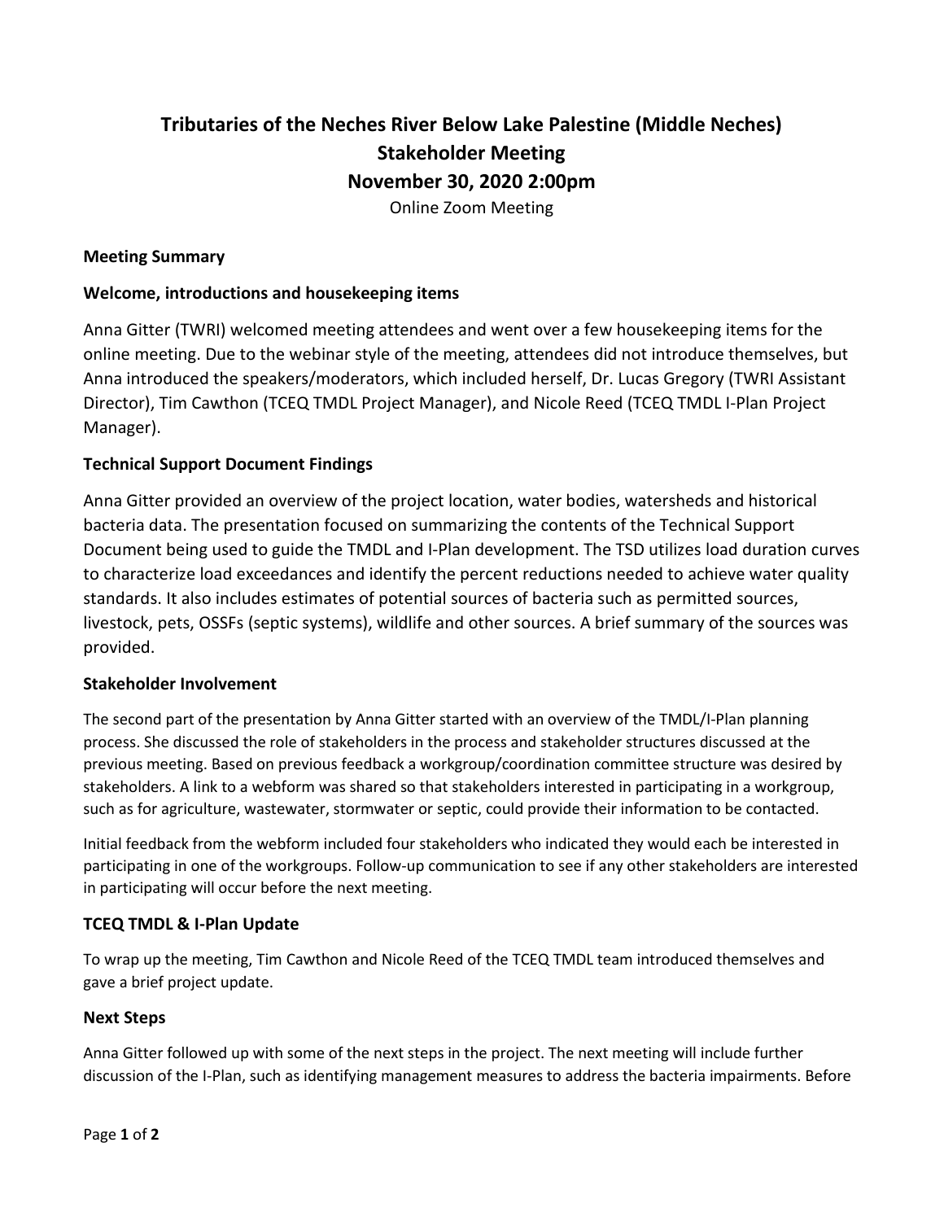# Tributaries of the Neches River Below Lake Palestine (Middle Neches)
# Stakeholder Meeting
# November 30, 2020 2:00pm

Online Zoom Meeting

## Meeting Summary

### Welcome, introductions and housekeeping items

Anna Gitter (TWRI) welcomed meeting attendees and went over a few housekeeping items for the online meeting. Due to the webinar style of the meeting, attendees did not introduce themselves, but Anna introduced the speakers/moderators, which included herself, Dr. Lucas Gregory (TWRI Assistant Director), Tim Cawthon (TCEQ TMDL Project Manager), and Nicole Reed (TCEQ TMDL I-Plan Project Manager).

### Technical Support Document Findings

Anna Gitter provided an overview of the project location, water bodies, watersheds and historical bacteria data. The presentation focused on summarizing the contents of the Technical Support Document being used to guide the TMDL and I-Plan development. The TSD utilizes load duration curves to characterize load exceedances and identify the percent reductions needed to achieve water quality standards. It also includes estimates of potential sources of bacteria such as permitted sources, livestock, pets, OSSFs (septic systems), wildlife and other sources. A brief summary of the sources was provided.

### Stakeholder Involvement

The second part of the presentation by Anna Gitter started with an overview of the TMDL/I-Plan planning process. She discussed the role of stakeholders in the process and stakeholder structures discussed at the previous meeting. Based on previous feedback a workgroup/coordination committee structure was desired by stakeholders. A link to a webform was shared so that stakeholders interested in participating in a workgroup, such as for agriculture, wastewater, stormwater or septic, could provide their information to be contacted.

Initial feedback from the webform included four stakeholders who indicated they would each be interested in participating in one of the workgroups. Follow-up communication to see if any other stakeholders are interested in participating will occur before the next meeting.

### TCEQ TMDL & I-Plan Update

To wrap up the meeting, Tim Cawthon and Nicole Reed of the TCEQ TMDL team introduced themselves and gave a brief project update.

### Next Steps

Anna Gitter followed up with some of the next steps in the project. The next meeting will include further discussion of the I-Plan, such as identifying management measures to address the bacteria impairments. Before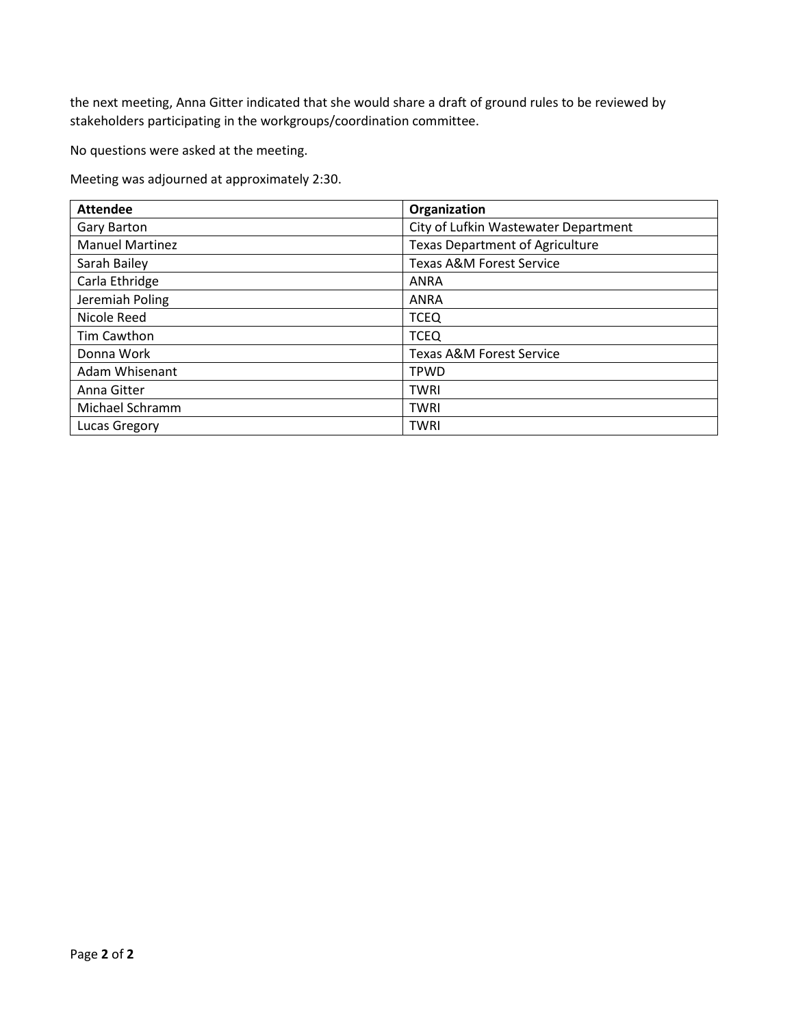the next meeting, Anna Gitter indicated that she would share a draft of ground rules to be reviewed by stakeholders participating in the workgroups/coordination committee.

No questions were asked at the meeting.

Meeting was adjourned at approximately 2:30.

| Attendee | Organization |
|---|---|
| Gary Barton | City of Lufkin Wastewater Department |
| Manuel Martinez | Texas Department of Agriculture |
| Sarah Bailey | Texas A&M Forest Service |
| Carla Ethridge | ANRA |
| Jeremiah Poling | ANRA |
| Nicole Reed | TCEQ |
| Tim Cawthon | TCEQ |
| Donna Work | Texas A&M Forest Service |
| Adam Whisenant | TPWD |
| Anna Gitter | TWRI |
| Michael Schramm | TWRI |
| Lucas Gregory | TWRI |